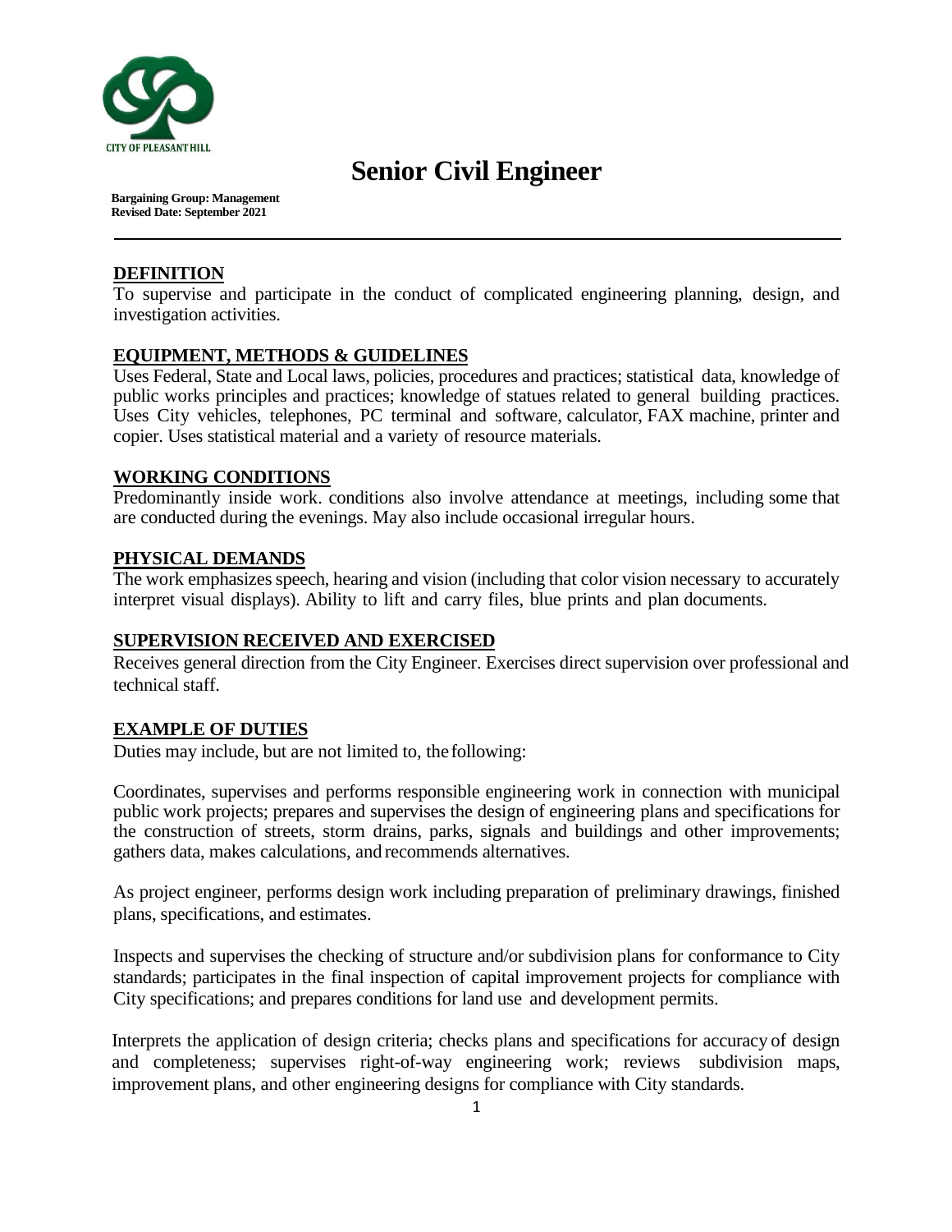CITY OF PLEASANT HILL

# Senior Civil Engineer

**Bargaining Group: Management**
**Revised Date: September 2021**

---

## DEFINITION

To supervise and participate in the conduct of complicated engineering planning, design, and investigation activities.

## EQUIPMENT, METHODS & GUIDELINES

Uses Federal, State and Local laws, policies, procedures and practices; statistical data, knowledge of public works principles and practices; knowledge of statues related to general building practices. Uses City vehicles, telephones, PC terminal and software, calculator, FAX machine, printer and copier. Uses statistical material and a variety of resource materials.

## WORKING CONDITIONS

Predominantly inside work. conditions also involve attendance at meetings, including some that are conducted during the evenings. May also include occasional irregular hours.

## PHYSICAL DEMANDS

The work emphasizes speech, hearing and vision (including that color vision necessary to accurately interpret visual displays). Ability to lift and carry files, blue prints and plan documents.

## SUPERVISION RECEIVED AND EXERCISED

Receives general direction from the City Engineer. Exercises direct supervision over professional and technical staff.

## EXAMPLE OF DUTIES

Duties may include, but are not limited to, the following:

Coordinates, supervises and performs responsible engineering work in connection with municipal public work projects; prepares and supervises the design of engineering plans and specifications for the construction of streets, storm drains, parks, signals and buildings and other improvements; gathers data, makes calculations, and recommends alternatives.

As project engineer, performs design work including preparation of preliminary drawings, finished plans, specifications, and estimates.

Inspects and supervises the checking of structure and/or subdivision plans for conformance to City standards; participates in the final inspection of capital improvement projects for compliance with City specifications; and prepares conditions for land use and development permits.

Interprets the application of design criteria; checks plans and specifications for accuracy of design and completeness; supervises right-of-way engineering work; reviews subdivision maps, improvement plans, and other engineering designs for compliance with City standards.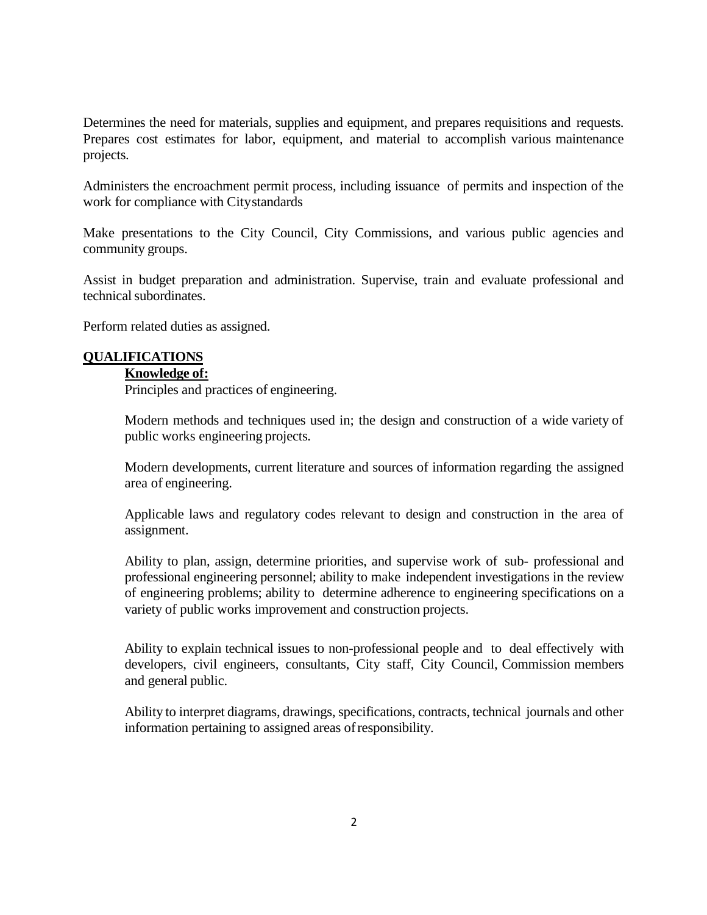Determines the need for materials, supplies and equipment, and prepares requisitions and requests. Prepares cost estimates for labor, equipment, and material to accomplish various maintenance projects.

Administers the encroachment permit process, including issuance of permits and inspection of the work for compliance with City standards

Make presentations to the City Council, City Commissions, and various public agencies and community groups.

Assist in budget preparation and administration. Supervise, train and evaluate professional and technical subordinates.

Perform related duties as assigned.

## QUALIFICATIONS

### Knowledge of:

Principles and practices of engineering.

Modern methods and techniques used in; the design and construction of a wide variety of public works engineering projects.

Modern developments, current literature and sources of information regarding the assigned area of engineering.

Applicable laws and regulatory codes relevant to design and construction in the area of assignment.

Ability to plan, assign, determine priorities, and supervise work of sub- professional and professional engineering personnel; ability to make independent investigations in the review of engineering problems; ability to determine adherence to engineering specifications on a variety of public works improvement and construction projects.

Ability to explain technical issues to non-professional people and to deal effectively with developers, civil engineers, consultants, City staff, City Council, Commission members and general public.

Ability to interpret diagrams, drawings, specifications, contracts, technical journals and other information pertaining to assigned areas of responsibility.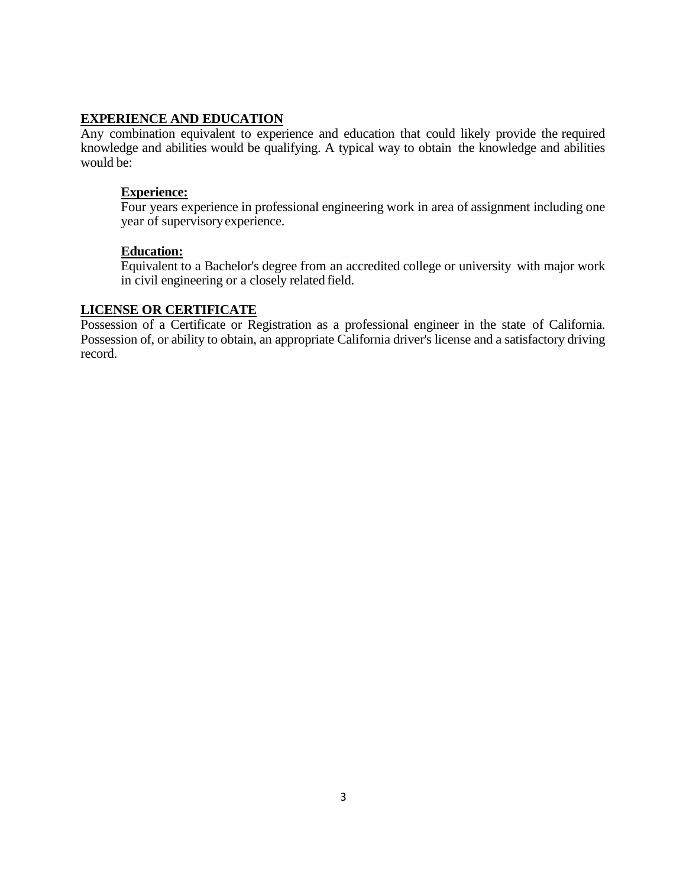## EXPERIENCE AND EDUCATION

Any combination equivalent to experience and education that could likely provide the required knowledge and abilities would be qualifying. A typical way to obtain the knowledge and abilities would be:

### Experience:

Four years experience in professional engineering work in area of assignment including one year of supervisory experience.

### Education:

Equivalent to a Bachelor's degree from an accredited college or university with major work in civil engineering or a closely related field.

## LICENSE OR CERTIFICATE

Possession of a Certificate or Registration as a professional engineer in the state of California. Possession of, or ability to obtain, an appropriate California driver's license and a satisfactory driving record.